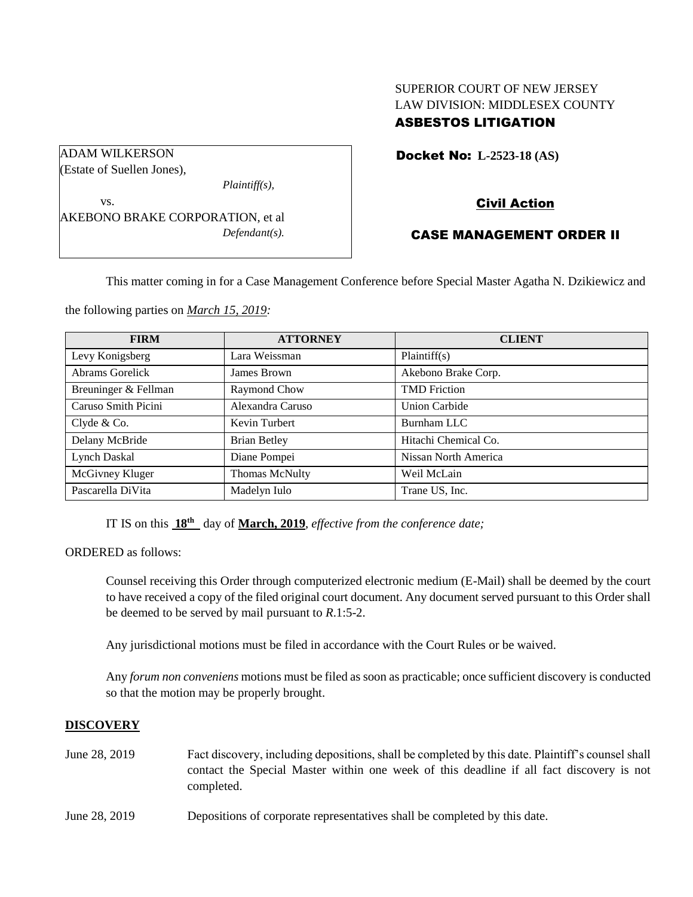SUPERIOR COURT OF NEW JERSEY
LAW DIVISION: MIDDLESEX COUNTY
**ASBESTOS LITIGATION**

ADAM WILKERSON
(Estate of Suellen Jones),
*Plaintiff(s),*
vs.
AKEBONO BRAKE CORPORATION, et al
*Defendant(s).*

**Docket No: L-2523-18 (AS)**

**Civil Action**

**CASE MANAGEMENT ORDER II**

This matter coming in for a Case Management Conference before Special Master Agatha N. Dzikiewicz and the following parties on *March 15, 2019:*

| FIRM | ATTORNEY | CLIENT |
| --- | --- | --- |
| Levy Konigsberg | Lara Weissman | Plaintiff(s) |
| Abrams Gorelick | James Brown | Akebono Brake Corp. |
| Breuninger & Fellman | Raymond Chow | TMD Friction |
| Caruso Smith Picini | Alexandra Caruso | Union Carbide |
| Clyde & Co. | Kevin Turbert | Burnham LLC |
| Delany McBride | Brian Betley | Hitachi Chemical Co. |
| Lynch Daskal | Diane Pompei | Nissan North America |
| McGivney Kluger | Thomas McNulty | Weil McLain |
| Pascarella DiVita | Madelyn Iulo | Trane US, Inc. |

IT IS on this **18th** day of **March, 2019**, *effective from the conference date;*

ORDERED as follows:

Counsel receiving this Order through computerized electronic medium (E-Mail) shall be deemed by the court to have received a copy of the filed original court document. Any document served pursuant to this Order shall be deemed to be served by mail pursuant to *R*.1:5-2.

Any jurisdictional motions must be filed in accordance with the Court Rules or be waived.

Any *forum non conveniens* motions must be filed as soon as practicable; once sufficient discovery is conducted so that the motion may be properly brought.

## DISCOVERY

June 28, 2019 Fact discovery, including depositions, shall be completed by this date. Plaintiff's counsel shall contact the Special Master within one week of this deadline if all fact discovery is not completed.

June 28, 2019 Depositions of corporate representatives shall be completed by this date.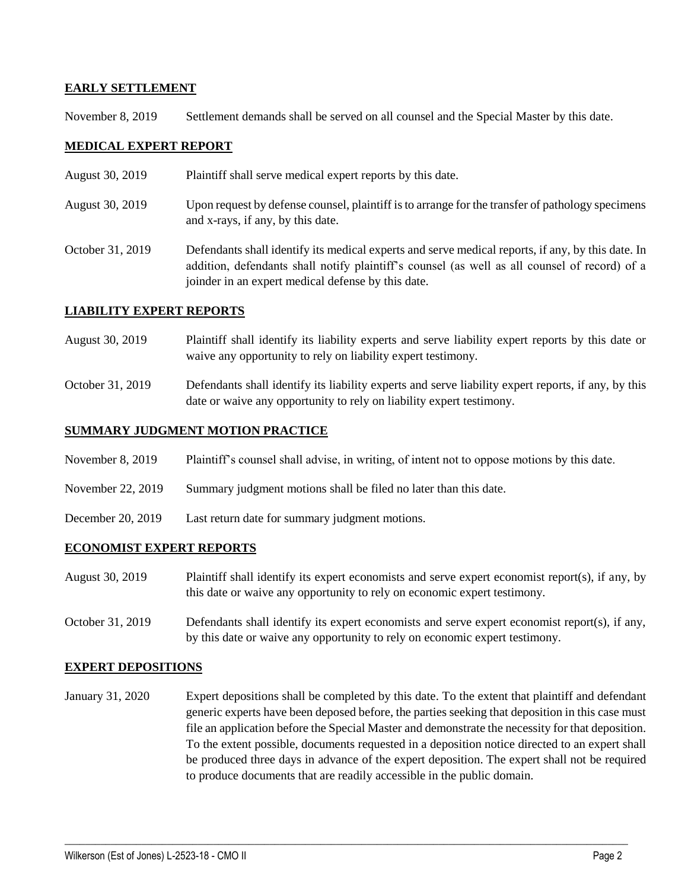**EARLY SETTLEMENT**

November 8, 2019 Settlement demands shall be served on all counsel and the Special Master by this date.

**MEDICAL EXPERT REPORT**

August 30, 2019 Plaintiff shall serve medical expert reports by this date.

August 30, 2019 Upon request by defense counsel, plaintiff is to arrange for the transfer of pathology specimens and x-rays, if any, by this date.

October 31, 2019 Defendants shall identify its medical experts and serve medical reports, if any, by this date. In addition, defendants shall notify plaintiff's counsel (as well as all counsel of record) of a joinder in an expert medical defense by this date.

**LIABILITY EXPERT REPORTS**

August 30, 2019 Plaintiff shall identify its liability experts and serve liability expert reports by this date or waive any opportunity to rely on liability expert testimony.

October 31, 2019 Defendants shall identify its liability experts and serve liability expert reports, if any, by this date or waive any opportunity to rely on liability expert testimony.

**SUMMARY JUDGMENT MOTION PRACTICE**

November 8, 2019 Plaintiff's counsel shall advise, in writing, of intent not to oppose motions by this date.

November 22, 2019 Summary judgment motions shall be filed no later than this date.

December 20, 2019 Last return date for summary judgment motions.

**ECONOMIST EXPERT REPORTS**

August 30, 2019 Plaintiff shall identify its expert economists and serve expert economist report(s), if any, by this date or waive any opportunity to rely on economic expert testimony.

October 31, 2019 Defendants shall identify its expert economists and serve expert economist report(s), if any, by this date or waive any opportunity to rely on economic expert testimony.

**EXPERT DEPOSITIONS**

January 31, 2020 Expert depositions shall be completed by this date. To the extent that plaintiff and defendant generic experts have been deposed before, the parties seeking that deposition in this case must file an application before the Special Master and demonstrate the necessity for that deposition. To the extent possible, documents requested in a deposition notice directed to an expert shall be produced three days in advance of the expert deposition. The expert shall not be required to produce documents that are readily accessible in the public domain.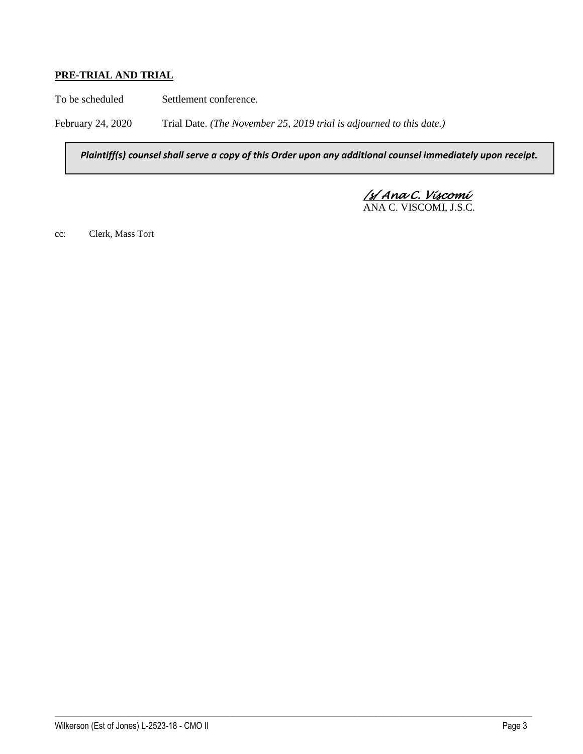**PRE-TRIAL AND TRIAL**

| | |
|---|---|
| To be scheduled | Settlement conference. |
| February 24, 2020 | Trial Date. *(The November 25, 2019 trial is adjourned to this date.)* |

***Plaintiff(s) counsel shall serve a copy of this Order upon any additional counsel immediately upon receipt.***

*/s/ Ana C. Viscomi*
ANA C. VISCOMI, J.S.C.

cc: Clerk, Mass Tort